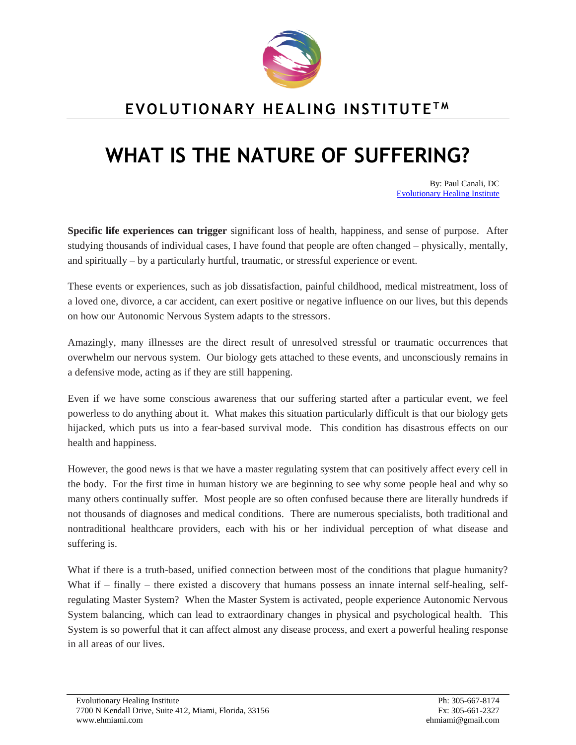# EVOLUTIONARY HEALING INSTITUTE™

# WHAT IS THE NATURE OF SUFFERING?

By: Paul Canali, DC
Evolutionary Healing Institute

**Specific life experiences can trigger** significant loss of health, happiness, and sense of purpose. After studying thousands of individual cases, I have found that people are often changed – physically, mentally, and spiritually – by a particularly hurtful, traumatic, or stressful experience or event.

These events or experiences, such as job dissatisfaction, painful childhood, medical mistreatment, loss of a loved one, divorce, a car accident, can exert positive or negative influence on our lives, but this depends on how our Autonomic Nervous System adapts to the stressors.

Amazingly, many illnesses are the direct result of unresolved stressful or traumatic occurrences that overwhelm our nervous system. Our biology gets attached to these events, and unconsciously remains in a defensive mode, acting as if they are still happening.

Even if we have some conscious awareness that our suffering started after a particular event, we feel powerless to do anything about it. What makes this situation particularly difficult is that our biology gets hijacked, which puts us into a fear-based survival mode. This condition has disastrous effects on our health and happiness.

However, the good news is that we have a master regulating system that can positively affect every cell in the body. For the first time in human history we are beginning to see why some people heal and why so many others continually suffer. Most people are so often confused because there are literally hundreds if not thousands of diagnoses and medical conditions. There are numerous specialists, both traditional and nontraditional healthcare providers, each with his or her individual perception of what disease and suffering is.

What if there is a truth-based, unified connection between most of the conditions that plague humanity? What if – finally – there existed a discovery that humans possess an innate internal self-healing, self-regulating Master System? When the Master System is activated, people experience Autonomic Nervous System balancing, which can lead to extraordinary changes in physical and psychological health. This System is so powerful that it can affect almost any disease process, and exert a powerful healing response in all areas of our lives.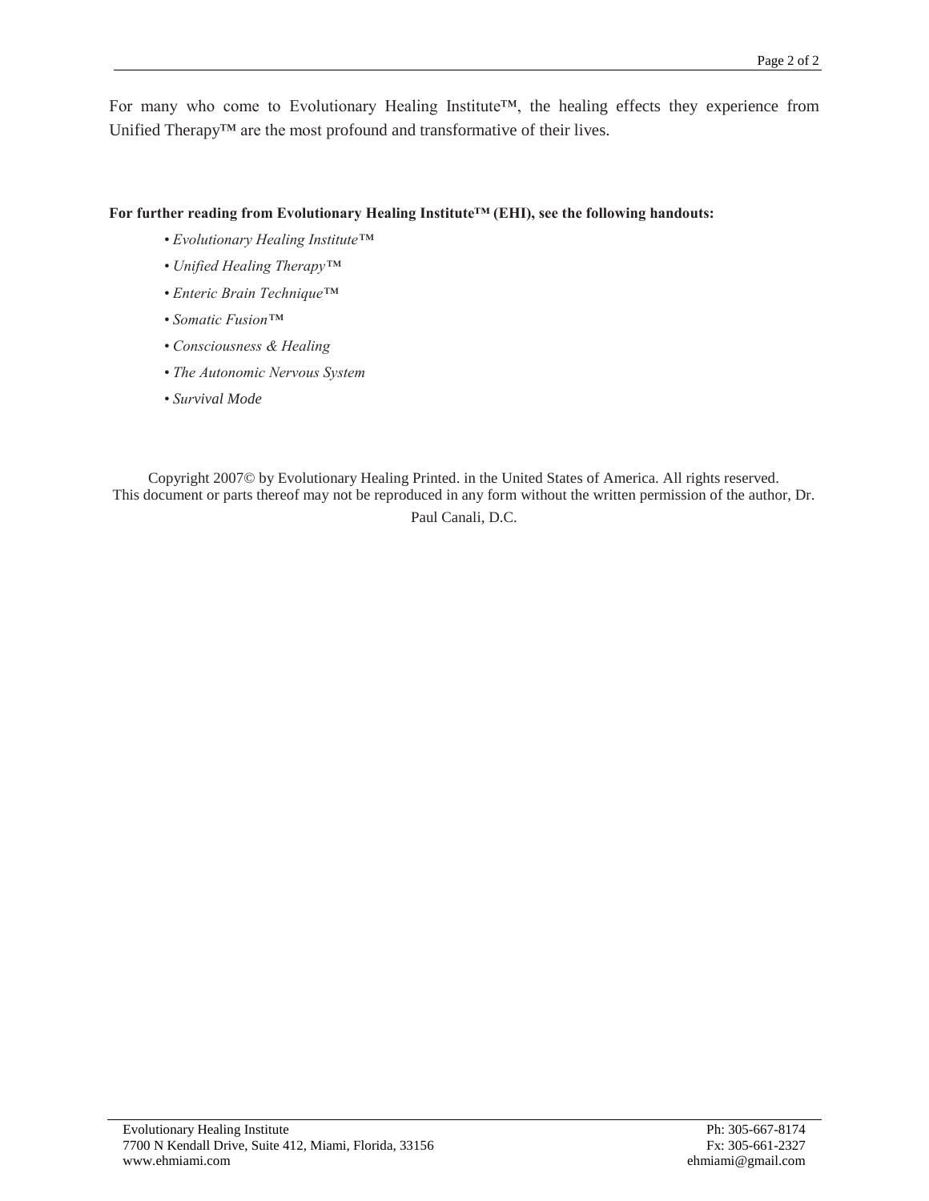For many who come to Evolutionary Healing Institute™, the healing effects they experience from Unified Therapy™ are the most profound and transformative of their lives.

**For further reading from Evolutionary Healing Institute™ (EHI), see the following handouts:**

- *Evolutionary Healing Institute™*
- *Unified Healing Therapy™*
- *Enteric Brain Technique™*
- *Somatic Fusion™*
- *Consciousness & Healing*
- *The Autonomic Nervous System*
- *Survival Mode*

Copyright 2007© by Evolutionary Healing Printed. in the United States of America. All rights reserved.
This document or parts thereof may not be reproduced in any form without the written permission of the author, Dr. Paul Canali, D.C.

Evolutionary Healing Institute
7700 N Kendall Drive, Suite 412, Miami, Florida, 33156
www.ehmiami.com

Ph: 305-667-8174
Fx: 305-661-2327
ehmiami@gmail.com